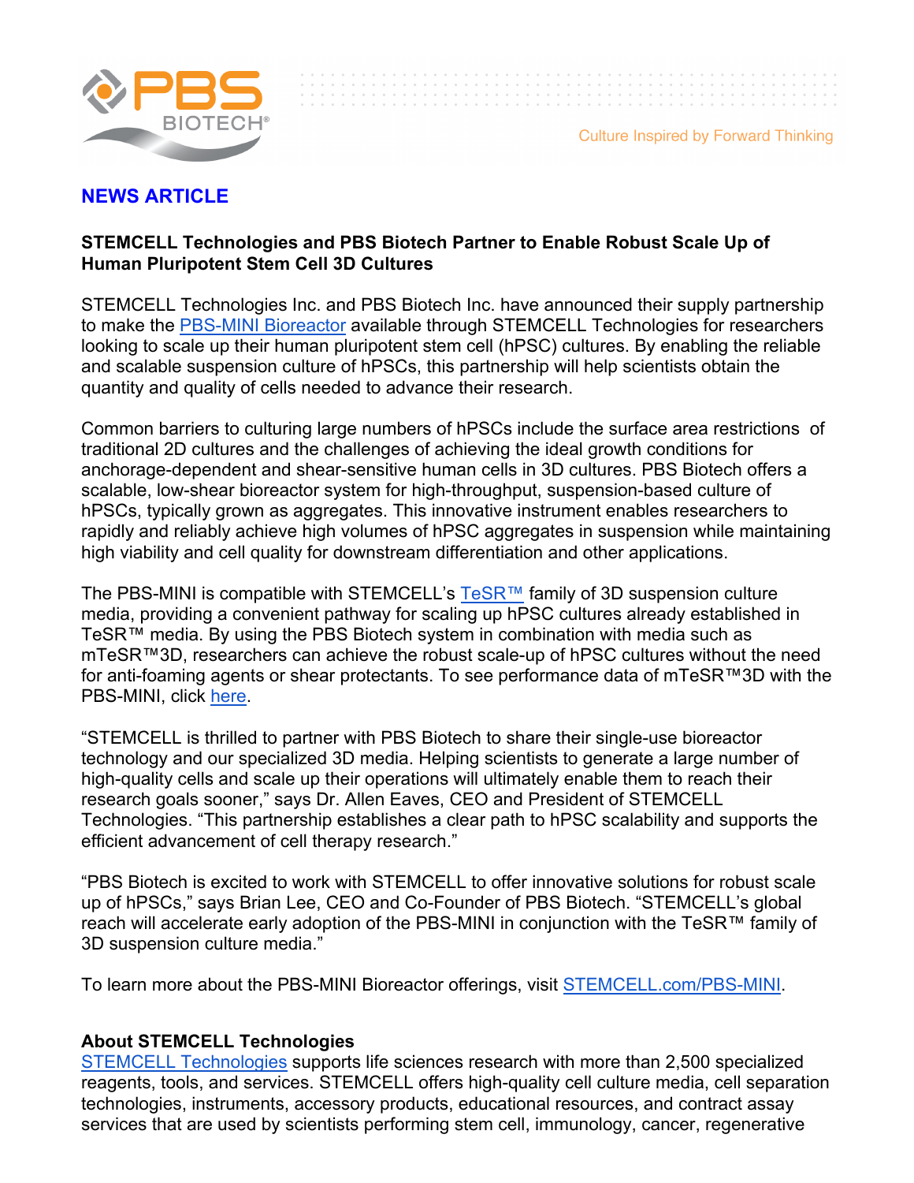**NEWS ARTICLE**

**STEMCELL Technologies and PBS Biotech Partner to Enable Robust Scale Up of Human Pluripotent Stem Cell 3D Cultures**

STEMCELL Technologies Inc. and PBS Biotech Inc. have announced their supply partnership to make the PBS-MINI Bioreactor available through STEMCELL Technologies for researchers looking to scale up their human pluripotent stem cell (hPSC) cultures. By enabling the reliable and scalable suspension culture of hPSCs, this partnership will help scientists obtain the quantity and quality of cells needed to advance their research.

Common barriers to culturing large numbers of hPSCs include the surface area restrictions of traditional 2D cultures and the challenges of achieving the ideal growth conditions for anchorage-dependent and shear-sensitive human cells in 3D cultures. PBS Biotech offers a scalable, low-shear bioreactor system for high-throughput, suspension-based culture of hPSCs, typically grown as aggregates. This innovative instrument enables researchers to rapidly and reliably achieve high volumes of hPSC aggregates in suspension while maintaining high viability and cell quality for downstream differentiation and other applications.

The PBS-MINI is compatible with STEMCELL's TeSR™ family of 3D suspension culture media, providing a convenient pathway for scaling up hPSC cultures already established in TeSR™ media. By using the PBS Biotech system in combination with media such as mTeSR™3D, researchers can achieve the robust scale-up of hPSC cultures without the need for anti-foaming agents or shear protectants. To see performance data of mTeSR™3D with the PBS-MINI, click here.

"STEMCELL is thrilled to partner with PBS Biotech to share their single-use bioreactor technology and our specialized 3D media. Helping scientists to generate a large number of high-quality cells and scale up their operations will ultimately enable them to reach their research goals sooner," says Dr. Allen Eaves, CEO and President of STEMCELL Technologies. "This partnership establishes a clear path to hPSC scalability and supports the efficient advancement of cell therapy research."

"PBS Biotech is excited to work with STEMCELL to offer innovative solutions for robust scale up of hPSCs," says Brian Lee, CEO and Co-Founder of PBS Biotech. "STEMCELL's global reach will accelerate early adoption of the PBS-MINI in conjunction with the TeSR™ family of 3D suspension culture media."

To learn more about the PBS-MINI Bioreactor offerings, visit STEMCELL.com/PBS-MINI.

**About STEMCELL Technologies**

STEMCELL Technologies supports life sciences research with more than 2,500 specialized reagents, tools, and services. STEMCELL offers high-quality cell culture media, cell separation technologies, instruments, accessory products, educational resources, and contract assay services that are used by scientists performing stem cell, immunology, cancer, regenerative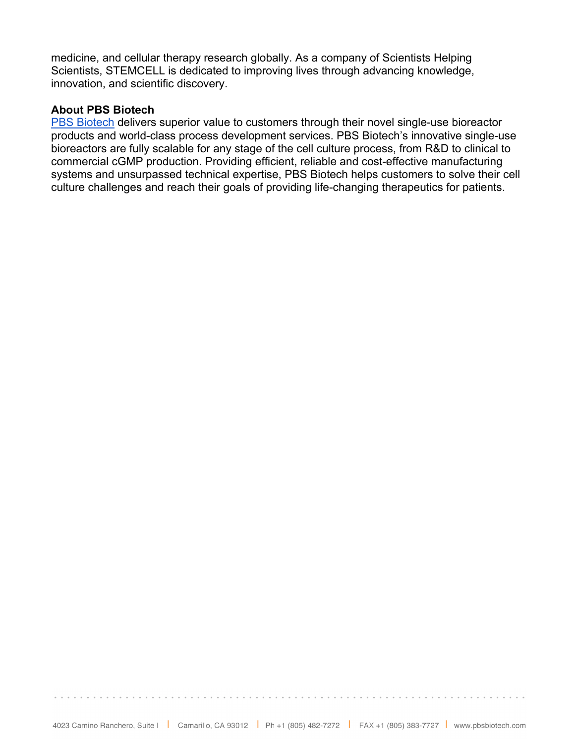medicine, and cellular therapy research globally. As a company of Scientists Helping Scientists, STEMCELL is dedicated to improving lives through advancing knowledge, innovation, and scientific discovery.

**About PBS Biotech**

PBS Biotech delivers superior value to customers through their novel single-use bioreactor products and world-class process development services. PBS Biotech's innovative single-use bioreactors are fully scalable for any stage of the cell culture process, from R&D to clinical to commercial cGMP production. Providing efficient, reliable and cost-effective manufacturing systems and unsurpassed technical expertise, PBS Biotech helps customers to solve their cell culture challenges and reach their goals of providing life-changing therapeutics for patients.